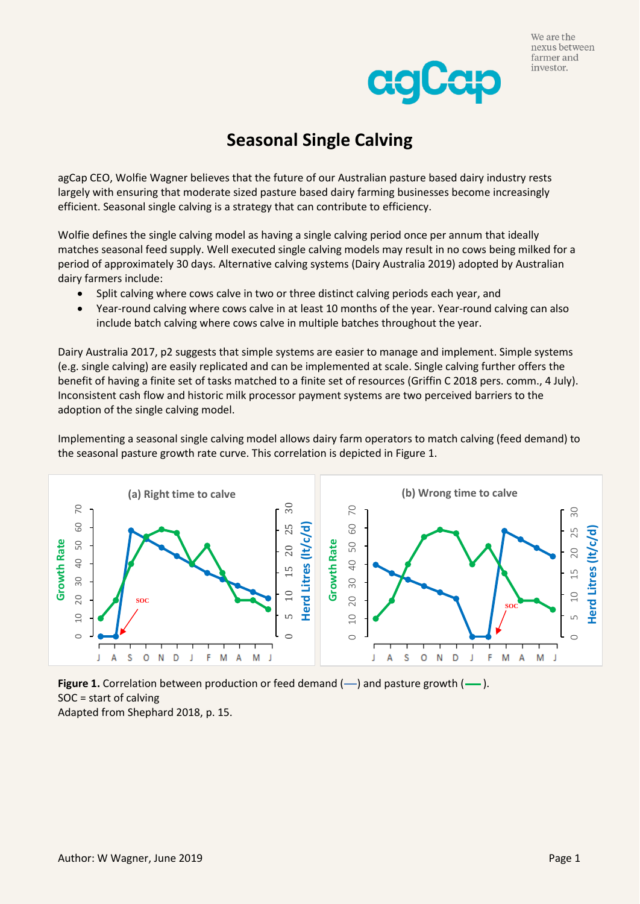We are the nexus between farmer and investor.

agCap

# Seasonal Single Calving

agCap CEO, Wolfie Wagner believes that the future of our Australian pasture based dairy industry rests largely with ensuring that moderate sized pasture based dairy farming businesses become increasingly efficient. Seasonal single calving is a strategy that can contribute to efficiency.

Wolfie defines the single calving model as having a single calving period once per annum that ideally matches seasonal feed supply. Well executed single calving models may result in no cows being milked for a period of approximately 30 days. Alternative calving systems (Dairy Australia 2019) adopted by Australian dairy farmers include:

- Split calving where cows calve in two or three distinct calving periods each year, and
- Year-round calving where cows calve in at least 10 months of the year. Year-round calving can also include batch calving where cows calve in multiple batches throughout the year.

Dairy Australia 2017, p2 suggests that simple systems are easier to manage and implement. Simple systems (e.g. single calving) are easily replicated and can be implemented at scale. Single calving further offers the benefit of having a finite set of tasks matched to a finite set of resources (Griffin C 2018 pers. comm., 4 July). Inconsistent cash flow and historic milk processor payment systems are two perceived barriers to the adoption of the single calving model.

Implementing a seasonal single calving model allows dairy farm operators to match calving (feed demand) to the seasonal pasture growth rate curve. This correlation is depicted in Figure 1.

**Figure 1.** Correlation between production or feed demand (—) and pasture growth (—).
SOC = start of calving
Adapted from Shephard 2018, p. 15.

Author: W Wagner, June 2019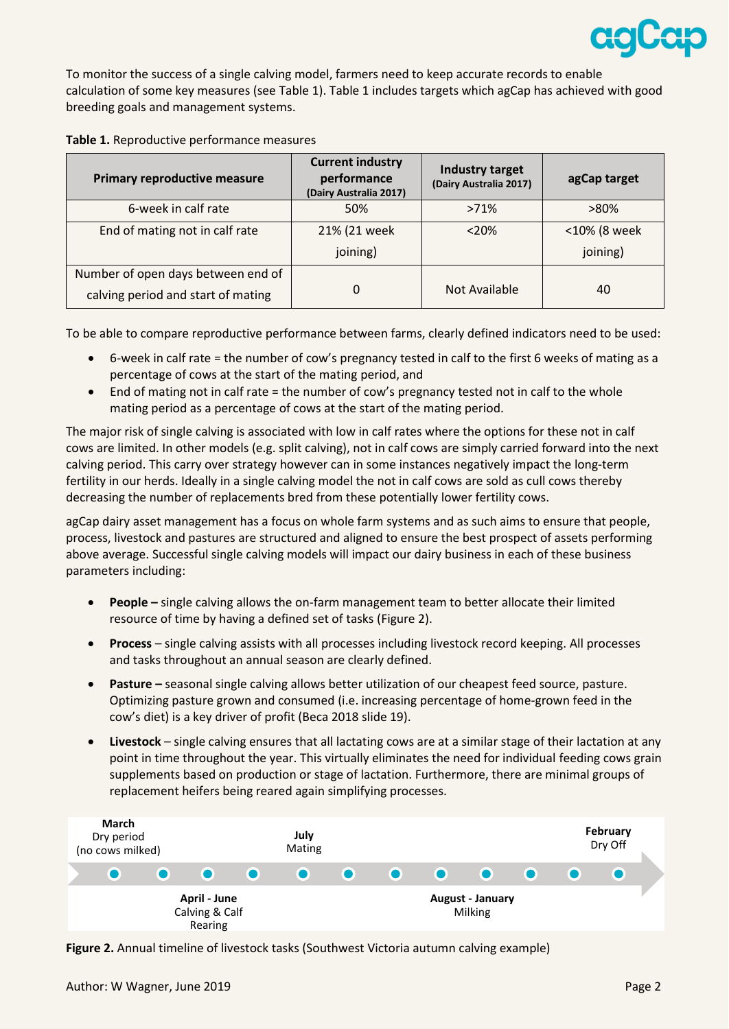To monitor the success of a single calving model, farmers need to keep accurate records to enable calculation of some key measures (see Table 1). Table 1 includes targets which agCap has achieved with good breeding goals and management systems.

**Table 1.** Reproductive performance measures

| Primary reproductive measure | Current industry performance (Dairy Australia 2017) | Industry target (Dairy Australia 2017) | agCap target |
|---|---|---|---|
| 6-week in calf rate | 50% | >71% | >80% |
| End of mating not in calf rate | 21% (21 week joining) | <20% | <10% (8 week joining) |
| Number of open days between end of calving period and start of mating | 0 | Not Available | 40 |

To be able to compare reproductive performance between farms, clearly defined indicators need to be used:

- 6-week in calf rate = the number of cow's pregnancy tested in calf to the first 6 weeks of mating as a percentage of cows at the start of the mating period, and
- End of mating not in calf rate = the number of cow's pregnancy tested not in calf to the whole mating period as a percentage of cows at the start of the mating period.

The major risk of single calving is associated with low in calf rates where the options for these not in calf cows are limited. In other models (e.g. split calving), not in calf cows are simply carried forward into the next calving period. This carry over strategy however can in some instances negatively impact the long-term fertility in our herds. Ideally in a single calving model the not in calf cows are sold as cull cows thereby decreasing the number of replacements bred from these potentially lower fertility cows.

agCap dairy asset management has a focus on whole farm systems and as such aims to ensure that people, process, livestock and pastures are structured and aligned to ensure the best prospect of assets performing above average. Successful single calving models will impact our dairy business in each of these business parameters including:

- **People –** single calving allows the on-farm management team to better allocate their limited resource of time by having a defined set of tasks (Figure 2).
- **Process** – single calving assists with all processes including livestock record keeping. All processes and tasks throughout an annual season are clearly defined.
- **Pasture –** seasonal single calving allows better utilization of our cheapest feed source, pasture. Optimizing pasture grown and consumed (i.e. increasing percentage of home-grown feed in the cow's diet) is a key driver of profit (Beca 2018 slide 19).
- **Livestock** – single calving ensures that all lactating cows are at a similar stage of their lactation at any point in time throughout the year. This virtually eliminates the need for individual feeding cows grain supplements based on production or stage of lactation. Furthermore, there are minimal groups of replacement heifers being reared again simplifying processes.

**March** Dry period (no cows milked) — **April - June** Calving & Calf Rearing — **July** Mating — **August - January** Milking — **February** Dry Off

**Figure 2.** Annual timeline of livestock tasks (Southwest Victoria autumn calving example)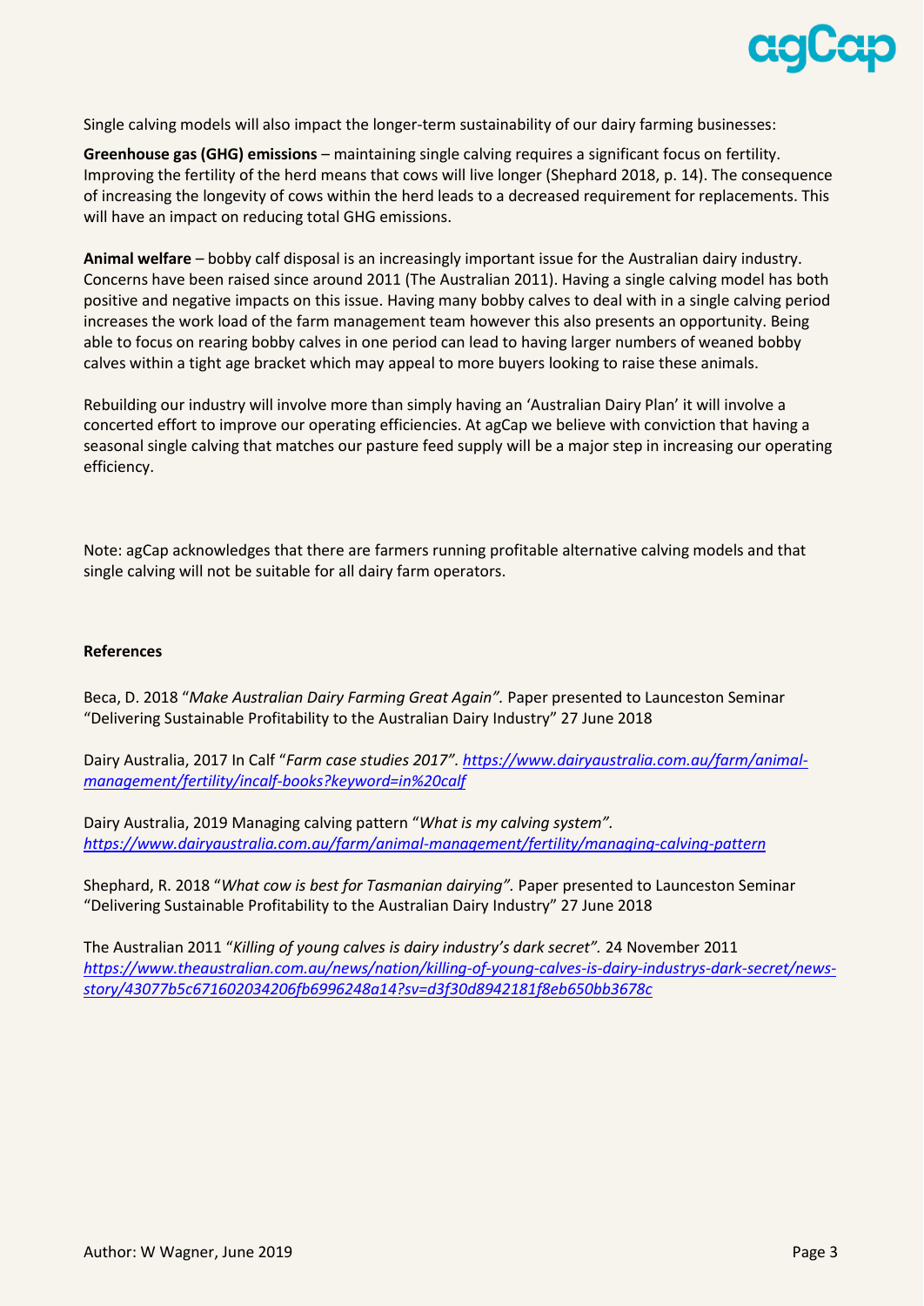Single calving models will also impact the longer-term sustainability of our dairy farming businesses:

**Greenhouse gas (GHG) emissions** – maintaining single calving requires a significant focus on fertility. Improving the fertility of the herd means that cows will live longer (Shephard 2018, p. 14). The consequence of increasing the longevity of cows within the herd leads to a decreased requirement for replacements. This will have an impact on reducing total GHG emissions.

**Animal welfare** – bobby calf disposal is an increasingly important issue for the Australian dairy industry. Concerns have been raised since around 2011 (The Australian 2011). Having a single calving model has both positive and negative impacts on this issue. Having many bobby calves to deal with in a single calving period increases the work load of the farm management team however this also presents an opportunity. Being able to focus on rearing bobby calves in one period can lead to having larger numbers of weaned bobby calves within a tight age bracket which may appeal to more buyers looking to raise these animals.

Rebuilding our industry will involve more than simply having an 'Australian Dairy Plan' it will involve a concerted effort to improve our operating efficiencies. At agCap we believe with conviction that having a seasonal single calving that matches our pasture feed supply will be a major step in increasing our operating efficiency.

Note: agCap acknowledges that there are farmers running profitable alternative calving models and that single calving will not be suitable for all dairy farm operators.

**References**

Beca, D. 2018 "*Make Australian Dairy Farming Great Again".* Paper presented to Launceston Seminar "Delivering Sustainable Profitability to the Australian Dairy Industry" 27 June 2018

Dairy Australia, 2017 In Calf "*Farm case studies 2017". https://www.dairyaustralia.com.au/farm/animal-management/fertility/incalf-books?keyword=in%20calf*

Dairy Australia, 2019 Managing calving pattern "*What is my calving system". https://www.dairyaustralia.com.au/farm/animal-management/fertility/managing-calving-pattern*

Shephard, R. 2018 "*What cow is best for Tasmanian dairying".* Paper presented to Launceston Seminar "Delivering Sustainable Profitability to the Australian Dairy Industry" 27 June 2018

The Australian 2011 "*Killing of young calves is dairy industry's dark secret".* 24 November 2011 *https://www.theaustralian.com.au/news/nation/killing-of-young-calves-is-dairy-industrys-dark-secret/news-story/43077b5c671602034206fb6996248a14?sv=d3f30d8942181f8eb650bb3678c*

Author: W Wagner, June 2019